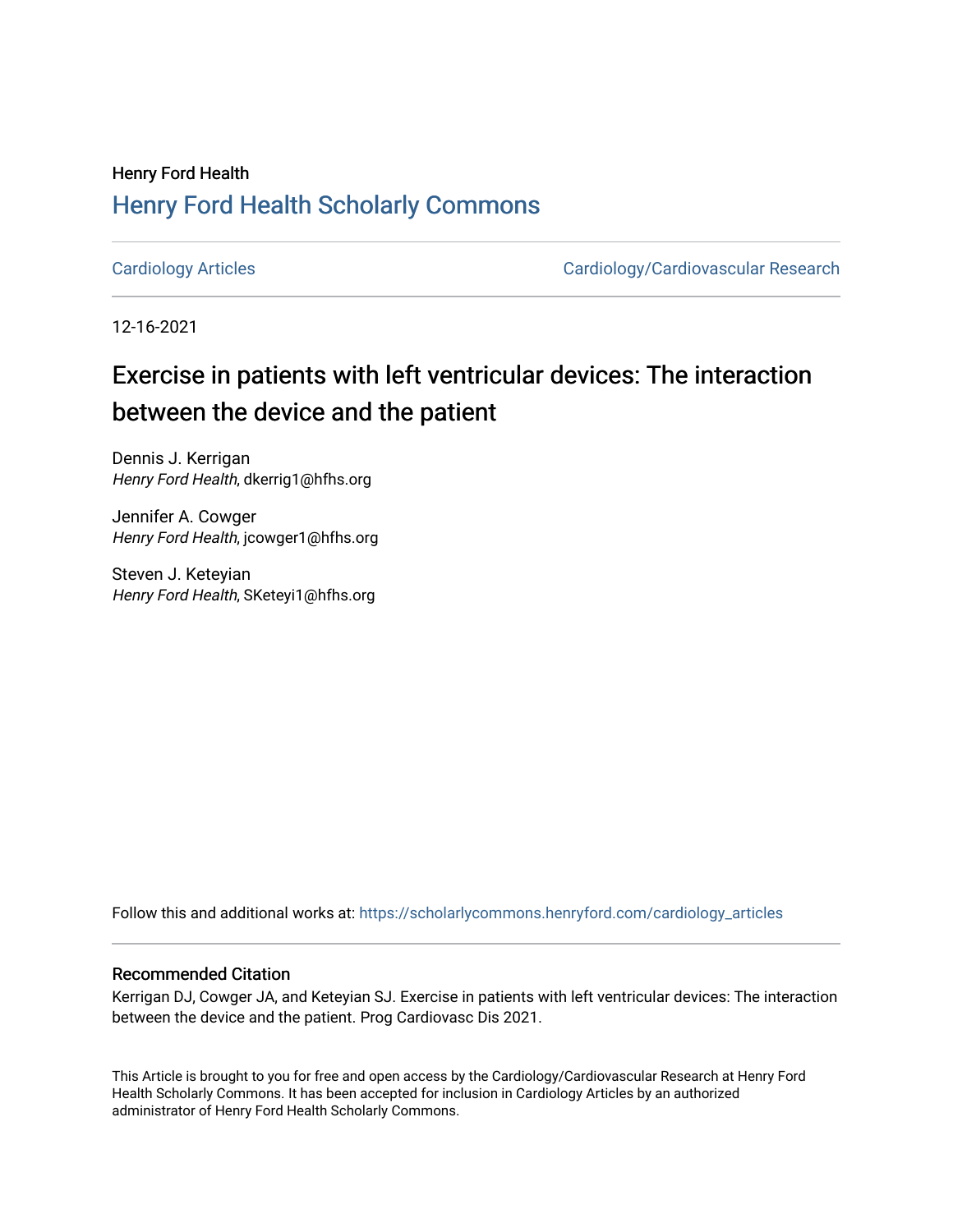Henry Ford Health

## Henry Ford Health Scholarly Commons

Cardiology Articles | Cardiology/Cardiovascular Research

12-16-2021

# Exercise in patients with left ventricular devices: The interaction between the device and the patient

Dennis J. Kerrigan
*Henry Ford Health*, dkerrig1@hfhs.org

Jennifer A. Cowger
*Henry Ford Health*, jcowger1@hfhs.org

Steven J. Keteyian
*Henry Ford Health*, SKeteyi1@hfhs.org

Follow this and additional works at: https://scholarlycommons.henryford.com/cardiology_articles

### Recommended Citation

Kerrigan DJ, Cowger JA, and Keteyian SJ. Exercise in patients with left ventricular devices: The interaction between the device and the patient. Prog Cardiovasc Dis 2021.

This Article is brought to you for free and open access by the Cardiology/Cardiovascular Research at Henry Ford Health Scholarly Commons. It has been accepted for inclusion in Cardiology Articles by an authorized administrator of Henry Ford Health Scholarly Commons.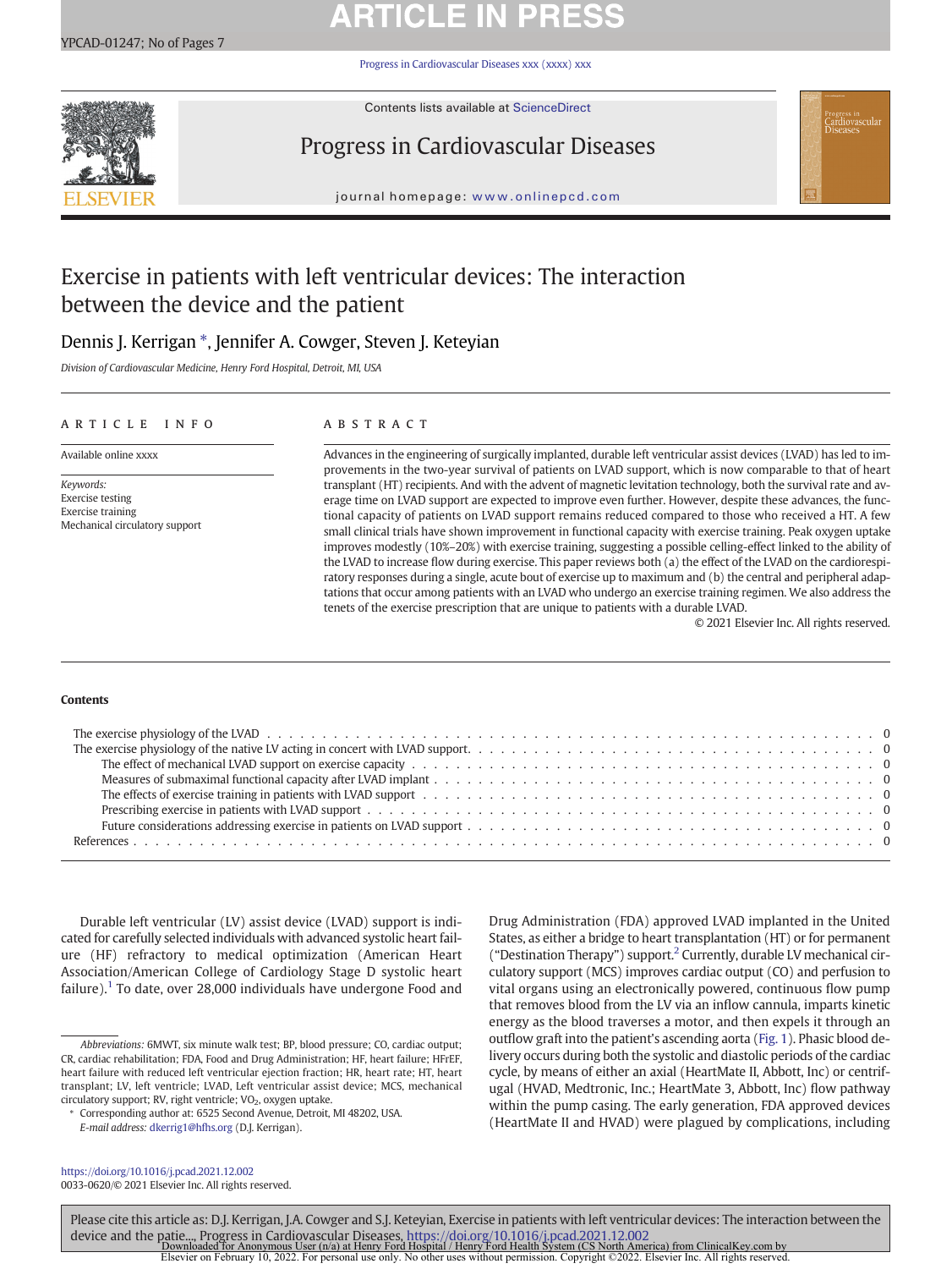# Exercise in patients with left ventricular devices: The interaction between the device and the patient

Dennis J. Kerrigan *, Jennifer A. Cowger, Steven J. Keteyian

*Division of Cardiovascular Medicine, Henry Ford Hospital, Detroit, MI, USA*

## ARTICLE INFO

Available online xxxx

*Keywords:*
Exercise testing
Exercise training
Mechanical circulatory support

## ABSTRACT

Advances in the engineering of surgically implanted, durable left ventricular assist devices (LVAD) has led to improvements in the two-year survival of patients on LVAD support, which is now comparable to that of heart transplant (HT) recipients. And with the advent of magnetic levitation technology, both the survival rate and average time on LVAD support are expected to improve even further. However, despite these advances, the functional capacity of patients on LVAD support remains reduced compared to those who received a HT. A few small clinical trials have shown improvement in functional capacity with exercise training. Peak oxygen uptake improves modestly (10%–20%) with exercise training, suggesting a possible celling-effect linked to the ability of the LVAD to increase flow during exercise. This paper reviews both (a) the effect of the LVAD on the cardiorespiratory responses during a single, acute bout of exercise up to maximum and (b) the central and peripheral adaptations that occur among patients with an LVAD who undergo an exercise training regimen. We also address the tenets of the exercise prescription that are unique to patients with a durable LVAD.

© 2021 Elsevier Inc. All rights reserved.

## Contents

- The exercise physiology of the LVAD . . . 0
- The exercise physiology of the native LV acting in concert with LVAD support . . . 0
  - The effect of mechanical LVAD support on exercise capacity . . . 0
  - Measures of submaximal functional capacity after LVAD implant . . . 0
  - The effects of exercise training in patients with LVAD support . . . 0
  - Prescribing exercise in patients with LVAD support . . . 0
  - Future considerations addressing exercise in patients on LVAD support . . . 0
- References . . . 0

Durable left ventricular (LV) assist device (LVAD) support is indicated for carefully selected individuals with advanced systolic heart failure (HF) refractory to medical optimization (American Heart Association/American College of Cardiology Stage D systolic heart failure).[1] To date, over 28,000 individuals have undergone Food and Drug Administration (FDA) approved LVAD implanted in the United States, as either a bridge to heart transplantation (HT) or for permanent ("Destination Therapy") support.[2] Currently, durable LV mechanical circulatory support (MCS) improves cardiac output (CO) and perfusion to vital organs using an electronically powered, continuous flow pump that removes blood from the LV via an inflow cannula, imparts kinetic energy as the blood traverses a motor, and then expels it through an outflow graft into the patient's ascending aorta (Fig. 1). Phasic blood delivery occurs during both the systolic and diastolic periods of the cardiac cycle, by means of either an axial (HeartMate II, Abbott, Inc) or centrifugal (HVAD, Medtronic, Inc.; HeartMate 3, Abbott, Inc) flow pathway within the pump casing. The early generation, FDA approved devices (HeartMate II and HVAD) were plagued by complications, including

*Abbreviations:* 6MWT, six minute walk test; BP, blood pressure; CO, cardiac output; CR, cardiac rehabilitation; FDA, Food and Drug Administration; HF, heart failure; HFrEF, heart failure with reduced left ventricular ejection fraction; HR, heart rate; HT, heart transplant; LV, left ventricle; LVAD, Left ventricular assist device; MCS, mechanical circulatory support; RV, right ventricular; $VO_2$, oxygen uptake.

\* Corresponding author at: 6525 Second Avenue, Detroit, MI 48202, USA.
*E-mail address:* dkerrig1@hfhs.org (D.J. Kerrigan).

https://doi.org/10.1016/j.pcad.2021.12.002
0033-0620/© 2021 Elsevier Inc. All rights reserved.

Please cite this article as: D.J. Kerrigan, J.A. Cowger and S.J. Keteyian, Exercise in patients with left ventricular devices: The interaction between the device and the patie..., Progress in Cardiovascular Diseases, https://doi.org/10.1016/j.pcad.2021.12.002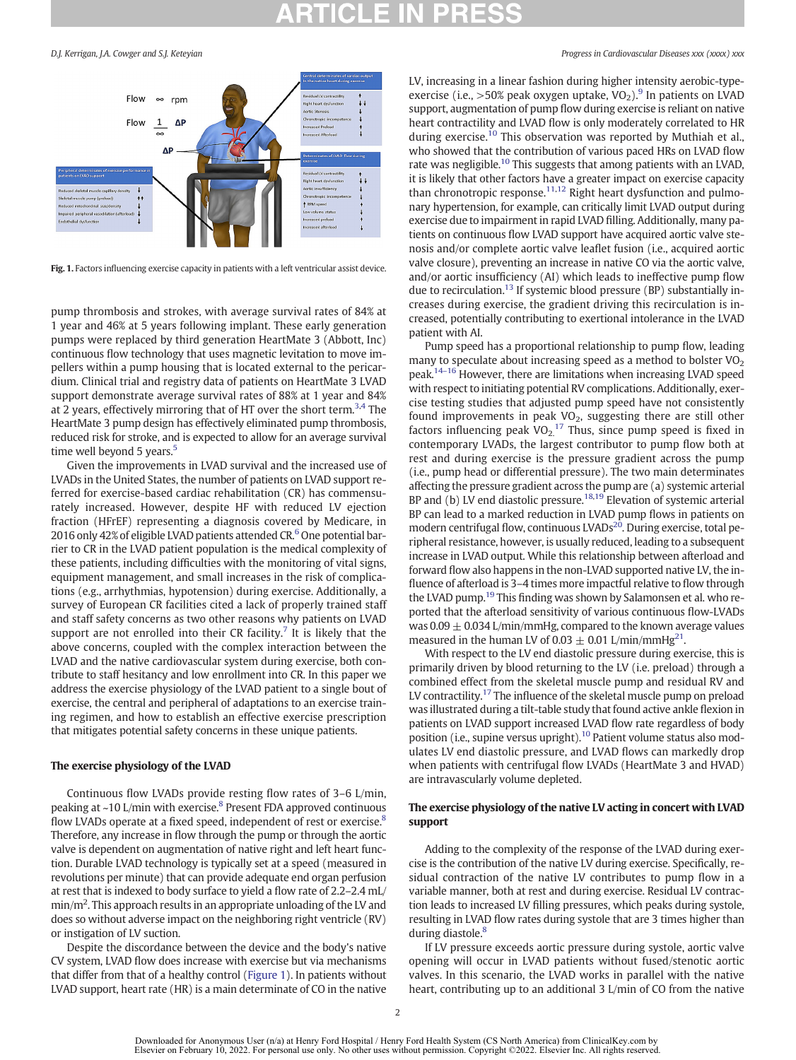Fig. 1. Factors influencing exercise capacity in patients with a left ventricular assist device.

pump thrombosis and strokes, with average survival rates of 84% at 1 year and 46% at 5 years following implant. These early generation pumps were replaced by third generation HeartMate 3 (Abbott, Inc) continuous flow technology that uses magnetic levitation to move impellers within a pump housing that is located external to the pericardium. Clinical trial and registry data of patients on HeartMate 3 LVAD support demonstrate average survival rates of 88% at 1 year and 84% at 2 years, effectively mirroring that of HT over the short term.[3,4] The HeartMate 3 pump design has effectively eliminated pump thrombosis, reduced risk for stroke, and is expected to allow for an average survival time well beyond 5 years.[5]

Given the improvements in LVAD survival and the increased use of LVADs in the United States, the number of patients on LVAD support referred for exercise-based cardiac rehabilitation (CR) has commensurately increased. However, despite HF with reduced LV ejection fraction (HFrEF) representing a diagnosis covered by Medicare, in 2016 only 42% of eligible LVAD patients attended CR.[6] One potential barrier to CR in the LVAD patient population is the medical complexity of these patients, including difficulties with the monitoring of vital signs, equipment management, and small increases in the risk of complications (e.g., arrhythmias, hypotension) during exercise. Additionally, a survey of European CR facilities cited a lack of properly trained staff and staff safety concerns as two other reasons why patients on LVAD support are not enrolled into their CR facility.[7] It is likely that the above concerns, coupled with the complex interaction between the LVAD and the native cardiovascular system during exercise, both contribute to staff hesitancy and low enrollment into CR. In this paper we address the exercise physiology of the LVAD patient to a single bout of exercise, the central and peripheral of adaptations to an exercise training regimen, and how to establish an effective exercise prescription that mitigates potential safety concerns in these unique patients.

## The exercise physiology of the LVAD

Continuous flow LVADs provide resting flow rates of 3–6 L/min, peaking at ~10 L/min with exercise.[8] Present FDA approved continuous flow LVADs operate at a fixed speed, independent of rest or exercise.[8] Therefore, any increase in flow through the pump or through the aortic valve is dependent on augmentation of native right and left heart function. Durable LVAD technology is typically set at a speed (measured in revolutions per minute) that can provide adequate end organ perfusion at rest that is indexed to body surface to yield a flow rate of 2.2–2.4 mL/min/m$^2$. This approach results in an appropriate unloading of the LV and does so without adverse impact on the neighboring right ventricle (RV) or instigation of LV suction.

Despite the discordance between the device and the body's native CV system, LVAD flow does increase with exercise but via mechanisms that differ from that of a healthy control (Figure 1). In patients without LVAD support, heart rate (HR) is a main determinate of CO in the native LV, increasing in a linear fashion during higher intensity aerobic-type-exercise (i.e., >50% peak oxygen uptake, $VO_2$).[9] In patients on LVAD support, augmentation of pump flow during exercise is reliant on native heart contractility and LVAD flow is only moderately correlated to HR during exercise.[10] This observation was reported by Muthiah et al., who showed that the contribution of various paced HRs on LVAD flow rate was negligible.[10] This suggests that among patients with an LVAD, it is likely that other factors have a greater impact on exercise capacity than chronotropic response.[11,12] Right heart dysfunction and pulmonary hypertension, for example, can critically limit LVAD output during exercise due to impairment in rapid LVAD filling. Additionally, many patients on continuous flow LVAD support have acquired aortic valve stenosis and/or complete aortic valve leaflet fusion (i.e., acquired aortic valve closure), preventing an increase in native CO via the aortic valve, and/or aortic insufficiency (AI) which leads to ineffective pump flow due to recirculation.[13] If systemic blood pressure (BP) substantially increases during exercise, the gradient driving this recirculation is increased, potentially contributing to exertional intolerance in the LVAD patient with AI.

Pump speed has a proportional relationship to pump flow, leading many to speculate about increasing speed as a method to bolster $VO_2$ peak.[14–16] However, there are limitations when increasing LVAD speed with respect to initiating potential RV complications. Additionally, exercise testing studies that adjusted pump speed have not consistently found improvements in peak $VO_2$, suggesting there are still other factors influencing peak $VO_2$.[17] Thus, since pump speed is fixed in contemporary LVADs, the largest contributor to pump flow both at rest and during exercise is the pressure gradient across the pump (i.e., pump head or differential pressure). The two main determinates affecting the pressure gradient across the pump are (a) systemic arterial BP and (b) LV end diastolic pressure.[18,19] Elevation of systemic arterial BP can lead to a marked reduction in LVAD pump flows in patients on modern centrifugal flow, continuous LVADs[20]. During exercise, total peripheral resistance, however, is usually reduced, leading to a subsequent increase in LVAD output. While this relationship between afterload and forward flow also happens in the non-LVAD supported native LV, the influence of afterload is 3–4 times more impactful relative to flow through the LVAD pump.[19] This finding was shown by Salamonsen et al. who reported that the afterload sensitivity of various continuous flow-LVADs was 0.09 ± 0.034 L/min/mmHg, compared to the known average values measured in the human LV of 0.03 ± 0.01 L/min/mmHg[21].

With respect to the LV end diastolic pressure during exercise, this is primarily driven by blood returning to the LV (i.e. preload) through a combined effect from the skeletal muscle pump and residual RV and LV contractility.[17] The influence of the skeletal muscle pump on preload was illustrated during a tilt-table study that found active ankle flexion in patients on LVAD support increased LVAD flow rate regardless of body position (i.e., supine versus upright).[10] Patient volume status also modulates LV end diastolic pressure, and LVAD flows can markedly drop when patients with centrifugal flow LVADs (HeartMate 3 and HVAD) are intravascularly volume depleted.

## The exercise physiology of the native LV acting in concert with LVAD support

Adding to the complexity of the response of the LVAD during exercise is the contribution of the native LV during exercise. Specifically, residual contraction of the native LV contributes to pump flow in a variable manner, both at rest and during exercise. Residual LV contraction leads to increased LV filling pressures, which peaks during systole, resulting in LVAD flow rates during systole that are 3 times higher than during diastole.[8]

If LV pressure exceeds aortic pressure during systole, aortic valve opening will occur in LVAD patients without fused/stenotic aortic valves. In this scenario, the LVAD works in parallel with the native heart, contributing up to an additional 3 L/min of CO from the native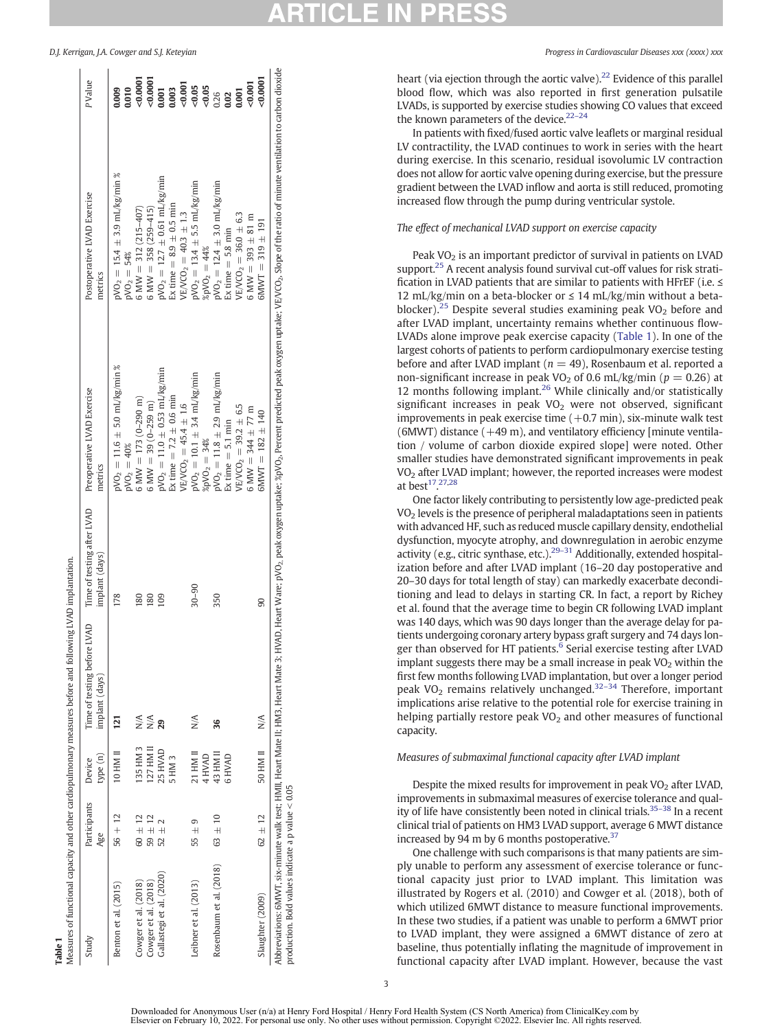**Table 1**
Measures of functional capacity and other cardiopulmonary measures before and following LVAD implantation.

| Study | Participants Age | Device type (n) | Time of testing before LVAD implant (days) | Time of testing after LVAD implant (days) | Preoperative LVAD Exercise metrics | Postoperative LVAD Exercise metrics | P Value |
|---|---|---|---|---|---|---|---|
| Benton et al. (2015) | 56 + 12 | 10 HM II | **121** | 178 | $pVO_2 = 11.6 \pm 5.0$ mL/kg/min % | $pVO_2 = 15.4 \pm 3.9$ mL/kg/min % | **0.009** |
| | | | | | $pVO_2 = 40\%$ | $pVO_2 = 54\%$ | **0.010** |
| Cowger et al. (2018) | 60 ± 12 | 135 HM 3 | N/A | 180 | 6 MW = 173 (0–290 m) | 6 MW = 312 (215–407) | **<0.0001** |
| Cowger et al. (2018) | 59 ± 12 | 127 HM II | N/A | 180 | 6 MW = 39 (0–259 m) | 6 MW = 358 (259–415) | **<0.0001** |
| Gallastegi et al. (2020) | 52 ± 2 | 25 HVAD | **29** | 109 | $pVO_2 = 11.0 \pm 0.53$ mL/kg/min | $pVO_2 = 12.7 \pm 0.61$ mL/kg/min | **0.001** |
| | | 5 HM 3 | | | Ex time = 7.2 ± 0.6 min | Ex time = 8.9 ± 0.5 min | **0.003** |
| | | | | | $VE/VCO_2 = 45.4 \pm 1.6$ | $VE/VCO_2 = 40.3 \pm 1.3$ | **<0.001** |
| Leibner et al. (2013) | 55 ± 9 | 21 HM II | N/A | 30–90 | $pVO_2 = 10.1 \pm 3.4$ mL/kg/min | $pVO_2 = 13.4 \pm 5.5$ mL/kg/min | **<0.05** |
| | | 4 HVAD | | | $\%pVO_2 = 34\%$ | $\%pVO_2 = 44\%$ | **<0.05** |
| Rosenbaum et al. (2018) | 63 ± 10 | 43 HM II | **36** | 350 | $pVO_2 = 11.8 \pm 2.9$ mL/kg/min | $pVO_2 = 12.4 \pm 3.0$ mL/kg/min | 0.26 |
| | | 6 HVAD | | | Ex time = 5.1 min | Ex time = 5.8 min | **0.02** |
| | | | | | $VE/VCO_2 = 39.2 \pm 6.5$ | $VE/VCO_2 = 36.0 \pm 6.3$ | **0.001** |
| | | | | | 6 MW = 344 ± 77 m | 6 MW = 393 ± 81 m | **<0.001** |
| Slaughter (2009) | 62 ± 12 | 50 HM II | N/A | 90 | 6MWT = 182 ± 140 | 6MWT = 319 ± 191 | **<0.0001** |

Abbreviations: 6MWT, six-minute walk test; HMII, Heart Mate II; HM3, Heart Mate 3; HVAD, Heart Ware; $pVO_2$, peak oxygen uptake; $\%pVO_2$, Percent predicted peak oxygen uptake; $VE/VCO_2$, Slope of the ratio of minute ventilation to carbon dioxide production. Bold values indicate a p value < 0.05

heart (via ejection through the aortic valve).[22] Evidence of this parallel blood flow, which was also reported in first generation pulsatile LVADs, is supported by exercise studies showing CO values that exceed the known parameters of the device.[22–24]

In patients with fixed/fused aortic valve leaflets or marginal residual LV contractility, the LVAD continues to work in series with the heart during exercise. In this scenario, residual isovolumic LV contraction does not allow for aortic valve opening during exercise, but the pressure gradient between the LVAD inflow and aorta is still reduced, promoting increased flow through the pump during ventricular systole.

*The effect of mechanical LVAD support on exercise capacity*

Peak $VO_2$ is an important predictor of survival in patients on LVAD support.[25] A recent analysis found survival cut-off values for risk stratification in LVAD patients that are similar to patients with HFrEF (i.e. ≤ 12 mL/kg/min on a beta-blocker or ≤ 14 mL/kg/min without a beta-blocker).[25] Despite several studies examining peak $VO_2$ before and after LVAD implant, uncertainty remains whether continuous flow-LVADs alone improve peak exercise capacity (Table 1). In one of the largest cohorts of patients to perform cardiopulmonary exercise testing before and after LVAD implant ($n = 49$), Rosenbaum et al. reported a non-significant increase in peak $VO_2$ of 0.6 mL/kg/min ($p = 0.26$) at 12 months following implant.[26] While clinically and/or statistically significant increases in peak $VO_2$ were not observed, significant improvements in peak exercise time (+0.7 min), six-minute walk test (6MWT) distance (+49 m), and ventilatory efficiency [minute ventilation / volume of carbon dioxide expired slope] were noted. Other smaller studies have demonstrated significant improvements in peak $VO_2$ after LVAD implant; however, the reported increases were modest at best[17,27,28]

One factor likely contributing to persistently low age-predicted peak $VO_2$ levels is the presence of peripheral maladaptations seen in patients with advanced HF, such as reduced muscle capillary density, endothelial dysfunction, myocyte atrophy, and downregulation in aerobic enzyme activity (e.g., citric synthase, etc.).[29–31] Additionally, extended hospitalization before and after LVAD implant (16–20 day postoperative and 20–30 days for total length of stay) can markedly exacerbate deconditioning and lead to delays in starting CR. In fact, a report by Richey et al. found that the average time to begin CR following LVAD implant was 140 days, which was 90 days longer than the average delay for patients undergoing coronary artery bypass graft surgery and 74 days longer than observed for HT patients.[6] Serial exercise testing after LVAD implant suggests there may be a small increase in peak $VO_2$ within the first few months following LVAD implantation, but over a longer period peak $VO_2$ remains relatively unchanged.[32–34] Therefore, important implications arise relative to the potential role for exercise training in helping partially restore peak $VO_2$ and other measures of functional capacity.

*Measures of submaximal functional capacity after LVAD implant*

Despite the mixed results for improvement in peak $VO_2$ after LVAD, improvements in submaximal measures of exercise tolerance and quality of life have consistently been noted in clinical trials.[35–38] In a recent clinical trial of patients on HM3 LVAD support, average 6 MWT distance increased by 94 m by 6 months postoperative.[37]

One challenge with such comparisons is that many patients are simply unable to perform any assessment of exercise tolerance or functional capacity just prior to LVAD implant. This limitation was illustrated by Rogers et al. (2010) and Cowger et al. (2018), both of which utilized 6MWT distance to measure functional improvements. In these two studies, if a patient was unable to perform a 6MWT prior to LVAD implant, they were assigned a 6MWT distance of zero at baseline, thus potentially inflating the magnitude of improvement in functional capacity after LVAD implant. However, because the vast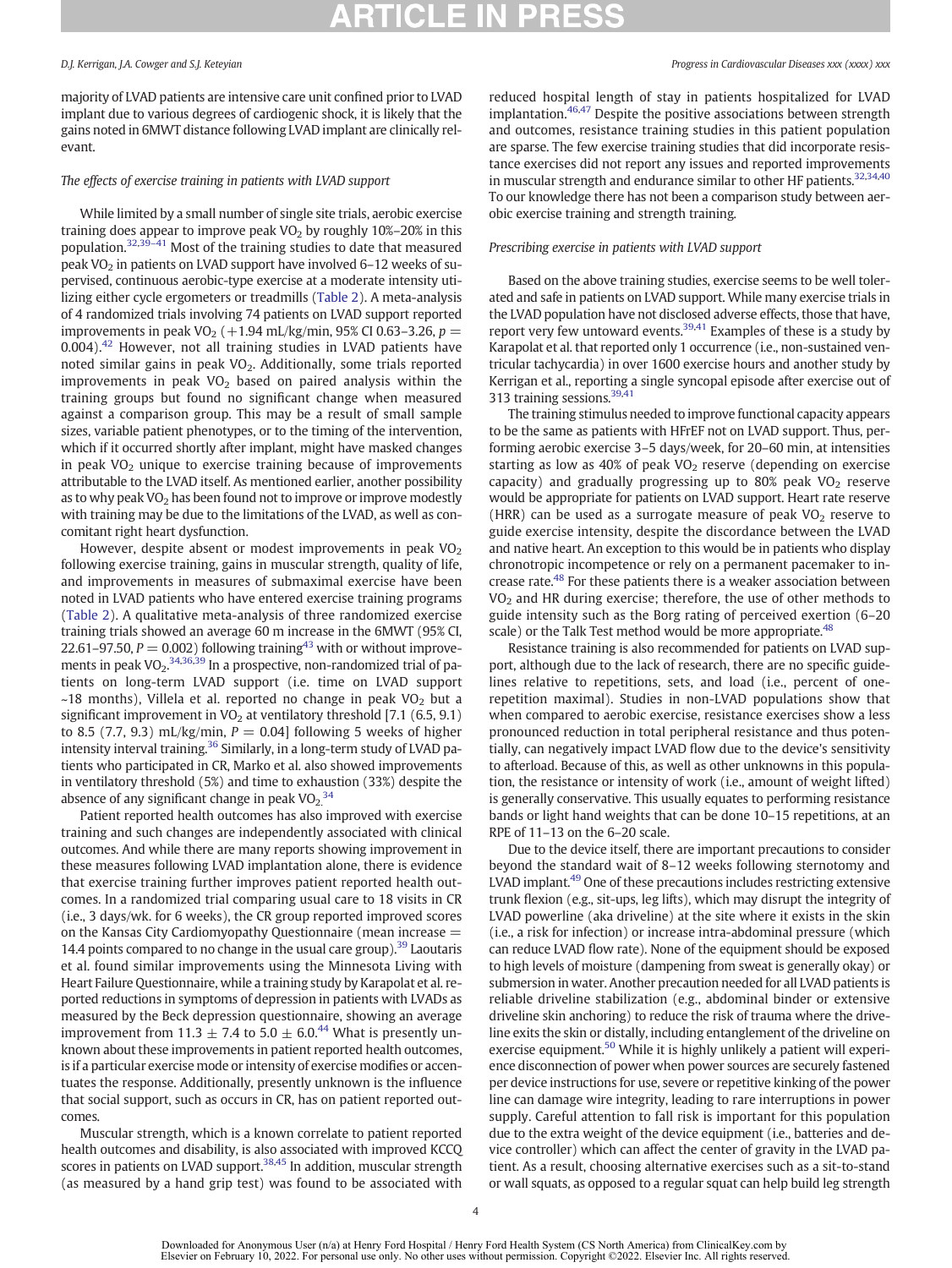majority of LVAD patients are intensive care unit confined prior to LVAD implant due to various degrees of cardiogenic shock, it is likely that the gains noted in 6MWT distance following LVAD implant are clinically relevant.

*The effects of exercise training in patients with LVAD support*

While limited by a small number of single site trials, aerobic exercise training does appear to improve peak $VO_2$ by roughly 10%–20% in this population.[32,39–41] Most of the training studies to date that measured peak $VO_2$ in patients on LVAD support have involved 6–12 weeks of supervised, continuous aerobic-type exercise at a moderate intensity utilizing either cycle ergometers or treadmills (Table 2). A meta-analysis of 4 randomized trials involving 74 patients on LVAD support reported improvements in peak $VO_2$ (+1.94 mL/kg/min, 95% CI 0.63–3.26, $p = 0.004$).[42] However, not all training studies in LVAD patients have noted similar gains in peak $VO_2$. Additionally, some trials reported improvements in peak $VO_2$ based on paired analysis within the training groups but found no significant change when measured against a comparison group. This may be a result of small sample sizes, variable patient phenotypes, or to the timing of the intervention, which if it occurred shortly after implant, might have masked changes in peak $VO_2$ unique to exercise training because of improvements attributable to the LVAD itself. As mentioned earlier, another possibility as to why peak $VO_2$ has been found not to improve or improve modestly with training may be due to the limitations of the LVAD, as well as concomitant right heart dysfunction.

However, despite absent or modest improvements in peak $VO_2$ following exercise training, gains in muscular strength, quality of life, and improvements in measures of submaximal exercise have been noted in LVAD patients who have entered exercise training programs (Table 2). A qualitative meta-analysis of three randomized exercise training trials showed an average 60 m increase in the 6MWT (95% CI, 22.61–97.50, $P = 0.002$) following training[43] with or without improvements in peak $VO_2$.[34,36,39] In a prospective, non-randomized trial of patients on long-term LVAD support (i.e. time on LVAD support ~18 months), Villela et al. reported no change in peak $VO_2$ but a significant improvement in $VO_2$ at ventilatory threshold [7.1 (6.5, 9.1) to 8.5 (7.7, 9.3) mL/kg/min, $P = 0.04$] following 5 weeks of higher intensity interval training.[36] Similarly, in a long-term study of LVAD patients who participated in CR, Marko et al. also showed improvements in ventilatory threshold (5%) and time to exhaustion (33%) despite the absence of any significant change in peak $VO_2$.[34]

Patient reported health outcomes has also improved with exercise training and such changes are independently associated with clinical outcomes. And while there are many reports showing improvement in these measures following LVAD implantation alone, there is evidence that exercise training further improves patient reported health outcomes. In a randomized trial comparing usual care to 18 visits in CR (i.e., 3 days/wk. for 6 weeks), the CR group reported improved scores on the Kansas City Cardiomyopathy Questionnaire (mean increase = 14.4 points compared to no change in the usual care group).[39] Laoutaris et al. found similar improvements using the Minnesota Living with Heart Failure Questionnaire, while a training study by Karapolat et al. reported reductions in symptoms of depression in patients with LVADs as measured by the Beck depression questionnaire, showing an average improvement from 11.3 ± 7.4 to 5.0 ± 6.0.[44] What is presently unknown about these improvements in patient reported health outcomes, is if a particular exercise mode or intensity of exercise modifies or accentuates the response. Additionally, presently unknown is the influence that social support, such as occurs in CR, has on patient reported outcomes.

Muscular strength, which is a known correlate to patient reported health outcomes and disability, is also associated with improved KCCQ scores in patients on LVAD support.[38,45] In addition, muscular strength (as measured by a hand grip test) was found to be associated with reduced hospital length of stay in patients hospitalized for LVAD implantation.[46,47] Despite the positive associations between strength and outcomes, resistance training studies in this patient population are sparse. The few exercise training studies that did incorporate resistance exercises did not report any issues and reported improvements in muscular strength and endurance similar to other HF patients.[32,34,40] To our knowledge there has not been a comparison study between aerobic exercise training and strength training.

*Prescribing exercise in patients with LVAD support*

Based on the above training studies, exercise seems to be well tolerated and safe in patients on LVAD support. While many exercise trials in the LVAD population have not disclosed adverse effects, those that have, report very few untoward events.[39,41] Examples of these is a study by Karapolat et al. that reported only 1 occurrence (i.e., non-sustained ventricular tachycardia) in over 1600 exercise hours and another study by Kerrigan et al., reporting a single syncopal episode after exercise out of 313 training sessions.[39,41]

The training stimulus needed to improve functional capacity appears to be the same as patients with HFrEF not on LVAD support. Thus, performing aerobic exercise 3–5 days/week, for 20–60 min, at intensities starting as low as 40% of peak $VO_2$ reserve (depending on exercise capacity) and gradually progressing up to 80% peak $VO_2$ reserve would be appropriate for patients on LVAD support. Heart rate reserve (HRR) can be used as a surrogate measure of peak $VO_2$ reserve to guide exercise intensity, despite the discordance between the LVAD and native heart. An exception to this would be in patients who display chronotropic incompetence or rely on a permanent pacemaker to increase rate.[48] For these patients there is a weaker association between $VO_2$ and HR during exercise; therefore, the use of other methods to guide intensity such as the Borg rating of perceived exertion (6–20 scale) or the Talk Test method would be more appropriate.[48]

Resistance training is also recommended for patients on LVAD support, although due to the lack of research, there are no specific guidelines relative to repetitions, sets, and load (i.e., percent of one-repetition maximal). Studies in non-LVAD populations show that when compared to aerobic exercise, resistance exercises show a less pronounced reduction in total peripheral resistance and thus potentially, can negatively impact LVAD flow due to the device's sensitivity to afterload. Because of this, as well as other unknowns in this population, the resistance or intensity of work (i.e., amount of weight lifted) is generally conservative. This usually equates to performing resistance bands or light hand weights that can be done 10–15 repetitions, at an RPE of 11–13 on the 6–20 scale.

Due to the device itself, there are important precautions to consider beyond the standard wait of 8–12 weeks following sternotomy and LVAD implant.[49] One of these precautions includes restricting extensive trunk flexion (e.g., sit-ups, leg lifts), which may disrupt the integrity of LVAD powerline (aka driveline) at the site where it exists in the skin (i.e., a risk for infection) or increase intra-abdominal pressure (which can reduce LVAD flow rate). None of the equipment should be exposed to high levels of moisture (dampening from sweat is generally okay) or submersion in water. Another precaution needed for all LVAD patients is reliable driveline stabilization (e.g., abdominal binder or extensive driveline skin anchoring) to reduce the risk of trauma where the driveline exits the skin or distally, including entanglement of the driveline on exercise equipment.[50] While it is highly unlikely a patient will experience disconnection of power when power sources are securely fastened per device instructions for use, severe or repetitive kinking of the power line can damage wire integrity, leading to rare interruptions in power supply. Careful attention to fall risk is important for this population due to the extra weight of the device equipment (i.e., batteries and device controller) which can affect the center of gravity in the LVAD patient. As a result, choosing alternative exercises such as a sit-to-stand or wall squats, as opposed to a regular squat can help build leg strength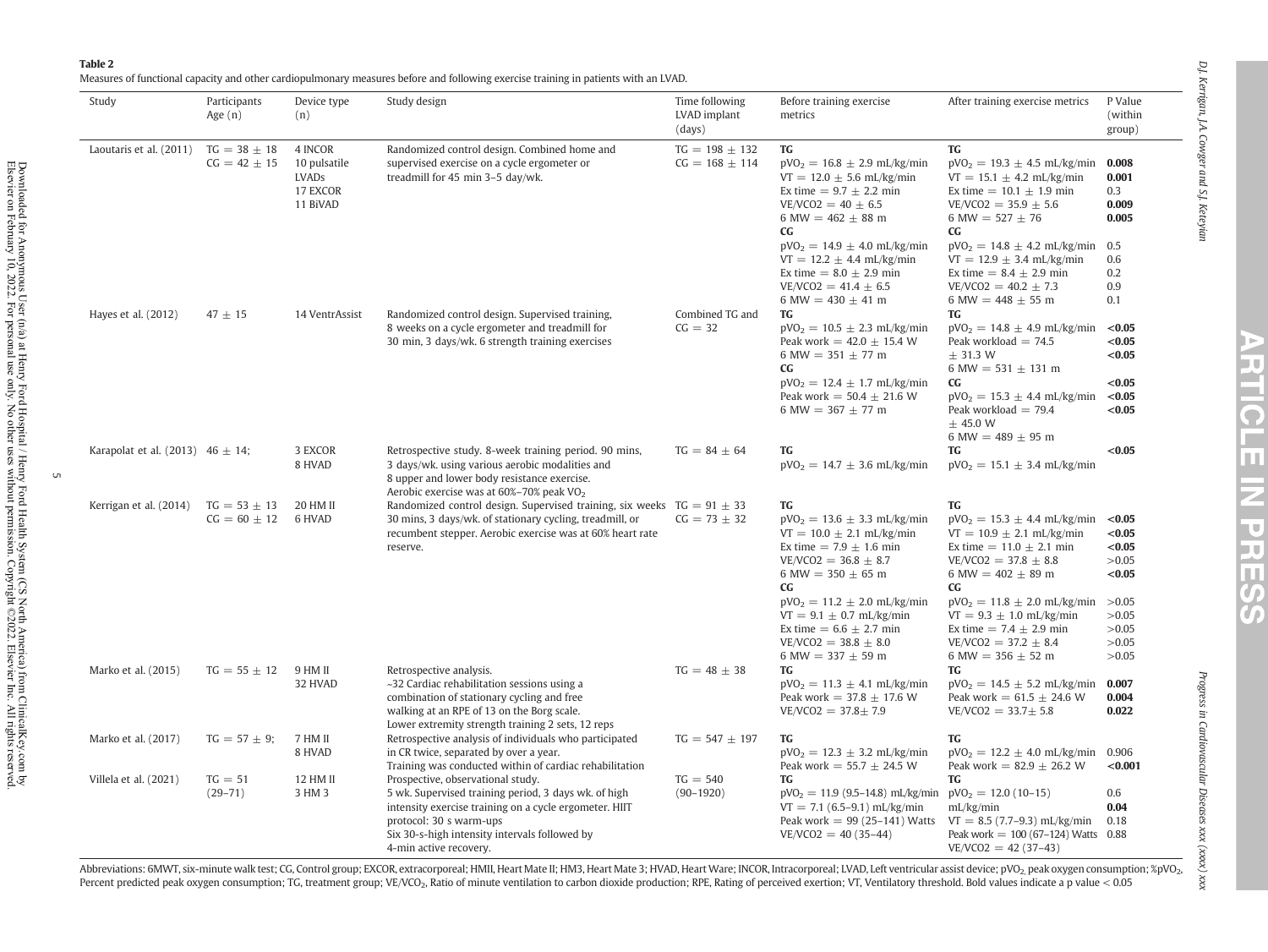**Table 2**

Measures of functional capacity and other cardiopulmonary measures before and following exercise training in patients with an LVAD.

| Study | Participants Age (n) | Device type (n) | Study design | Time following LVAD implant (days) | Before training exercise metrics | After training exercise metrics | P Value (within group) |
|---|---|---|---|---|---|---|---|
| Laoutaris et al. (2011) | TG = 38 ± 18<br>CG = 42 ± 15 | 4 INCOR<br>10 pulsatile LVADs<br>17 EXCOR<br>11 BiVAD | Randomized control design. Combined home and supervised exercise on a cycle ergometer or treadmill for 45 min 3–5 day/wk. | TG = 198 ± 132<br>CG = 168 ± 114 | **TG**<br>$pVO_2$ = 16.8 ± 2.9 mL/kg/min<br>VT = 12.0 ± 5.6 mL/kg/min<br>Ex time = 9.7 ± 2.2 min<br>VE/VCO2 = 40 ± 6.5<br>6 MW = 462 ± 88 m<br>**CG**<br>$pVO_2$ = 14.9 ± 4.0 mL/kg/min<br>VT = 12.2 ± 4.4 mL/kg/min<br>Ex time = 8.0 ± 2.9 min<br>VE/VCO2 = 41.4 ± 6.5<br>6 MW = 430 ± 41 m | **TG**<br>$pVO_2$ = 19.3 ± 4.5 mL/kg/min<br>VT = 15.1 ± 4.2 mL/kg/min<br>Ex time = 10.1 ± 1.9 min<br>VE/VCO2 = 35.9 ± 5.6<br>6 MW = 527 ± 76<br>**CG**<br>$pVO_2$ = 14.8 ± 4.2 mL/kg/min<br>VT = 12.9 ± 3.4 mL/kg/min<br>Ex time = 8.4 ± 2.9 min<br>VE/VCO2 = 40.2 ± 7.3<br>6 MW = 448 ± 55 m | <br>**0.008**<br>**0.001**<br>0.3<br>**0.009**<br>**0.005**<br><br>0.5<br>0.6<br>0.2<br>0.9<br>0.1 |
| Hayes et al. (2012) | 47 ± 15 | 14 VentrAssist | Randomized control design. Supervised training, 8 weeks on a cycle ergometer and treadmill for 30 min, 3 days/wk. 6 strength training exercises | Combined TG and CG = 32 | **TG**<br>$pVO_2$ = 10.5 ± 2.3 mL/kg/min<br>Peak work = 42.0 ± 15.4 W<br>6 MW = 351 ± 77 m<br>**CG**<br>$pVO_2$ = 12.4 ± 1.7 mL/kg/min<br>Peak work = 50.4 ± 21.6 W<br>6 MW = 367 ± 77 m | **TG**<br>$pVO_2$ = 14.8 ± 4.9 mL/kg/min<br>Peak workload = 74.5 ± 31.3 W<br>6 MW = 531 ± 131 m<br>**CG**<br>$pVO_2$ = 15.3 ± 4.4 mL/kg/min<br>Peak workload = 79.4 ± 45.0 W<br>6 MW = 489 ± 95 m | <br>**<0.05**<br>**<0.05**<br>**<0.05**<br><br>**<0.05**<br>**<0.05**<br>**<0.05** |
| Karapolat et al. (2013) | 46 ± 14; | 3 EXCOR<br>8 HVAD | Retrospective study. 8-week training period. 90 mins, 3 days/wk. using various aerobic modalities and 8 upper and lower body resistance exercise. Aerobic exercise was at 60%–70% peak $VO_2$ | TG = 84 ± 64 | **TG**<br>$pVO_2$ = 14.7 ± 3.6 mL/kg/min | **TG**<br>$pVO_2$ = 15.1 ± 3.4 mL/kg/min | **<0.05** |
| Kerrigan et al. (2014) | TG = 53 ± 13<br>CG = 60 ± 12 | 20 HM II<br>6 HVAD | Randomized control design. Supervised training, six weeks 30 mins, 3 days/wk. of stationary cycling, treadmill, or recumbent stepper. Aerobic exercise was at 60% heart rate reserve. | TG = 91 ± 33<br>CG = 73 ± 32 | **TG**<br>$pVO_2$ = 13.6 ± 3.3 mL/kg/min<br>VT = 10.0 ± 2.1 mL/kg/min<br>Ex time = 7.9 ± 1.6 min<br>VE/VCO2 = 36.8 ± 8.7<br>6 MW = 350 ± 65 m<br>**CG**<br>$pVO_2$ = 11.2 ± 2.0 mL/kg/min<br>VT = 9.1 ± 0.7 mL/kg/min<br>Ex time = 6.6 ± 2.7 min<br>VE/VCO2 = 38.8 ± 8.0<br>6 MW = 337 ± 59 m | **TG**<br>$pVO_2$ = 15.3 ± 4.4 mL/kg/min<br>VT = 10.9 ± 2.1 mL/kg/min<br>Ex time = 11.0 ± 2.1 min<br>VE/VCO2 = 37.8 ± 8.8<br>6 MW = 402 ± 89 m<br>**CG**<br>$pVO_2$ = 11.8 ± 2.0 mL/kg/min<br>VT = 9.3 ± 1.0 mL/kg/min<br>Ex time = 7.4 ± 2.9 min<br>VE/VCO2 = 37.2 ± 8.4<br>6 MW = 356 ± 52 m | <br>**<0.05**<br>**<0.05**<br>**<0.05**<br>>0.05<br>**<0.05**<br><br>>0.05<br>>0.05<br>>0.05<br>>0.05<br>>0.05 |
| Marko et al. (2015) | TG = 55 ± 12 | 9 HM II<br>32 HVAD | Retrospective analysis.<br>~32 Cardiac rehabilitation sessions using a combination of stationary cycling and free walking at an RPE of 13 on the Borg scale. Lower extremity strength training 2 sets, 12 reps | TG = 48 ± 38 | **TG**<br>$pVO_2$ = 11.3 ± 4.1 mL/kg/min<br>Peak work = 37.8 ± 17.6 W<br>VE/VCO2 = 37.8± 7.9 | **TG**<br>$pVO_2$ = 14.5 ± 5.2 mL/kg/min<br>Peak work = 61.5 ± 24.6 W<br>VE/VCO2 = 33.7± 5.8 | <br>**0.007**<br>**0.004**<br>**0.022** |
| Marko et al. (2017) | TG = 57 ± 9; | 7 HM II<br>8 HVAD | Retrospective analysis of individuals who participated in CR twice, separated by over a year.<br>Training was conducted within of cardiac rehabilitation | TG = 547 ± 197 | **TG**<br>$pVO_2$ = 12.3 ± 3.2 mL/kg/min<br>Peak work = 55.7 ± 24.5 W | **TG**<br>$pVO_2$ = 12.2 ± 4.0 mL/kg/min<br>Peak work = 82.9 ± 26.2 W | <br>0.906<br>**<0.001** |
| Villela et al. (2021) | TG = 51 (29–71) | 12 HM II<br>3 HM 3 | Prospective, observational study.<br>5 wk. Supervised training period, 3 days wk. of high intensity exercise training on a cycle ergometer. HIIT protocol: 30 s warm-ups<br>Six 30-s-high intensity intervals followed by 4-min active recovery. | TG = 540 (90–1920) | **TG**<br>$pVO_2$ = 11.9 (9.5–14.8) mL/kg/min<br>VT = 7.1 (6.5–9.1) mL/kg/min<br>Peak work = 99 (25–141) Watts<br>VE/VCO2 = 40 (35–44) | **TG**<br>$pVO_2$ = 12.0 (10–15) mL/kg/min<br>VT = 8.5 (7.7–9.3) mL/kg/min<br>Peak work = 100 (67–124) Watts<br>VE/VCO2 = 42 (37–43) | <br>0.6<br>**0.04**<br>0.18<br>0.88 |

Abbreviations: 6MWT, six-minute walk test; CG, Control group; EXCOR, extracorporeal; HMII, Heart Mate II; HM3, Heart Mate 3; HVAD, Heart Ware; INCOR, Intracorporeal; LVAD, Left ventricular assist device; $pVO_2$, peak oxygen consumption; %$pVO_2$, Percent predicted peak oxygen consumption; TG, treatment group; $VE/VCO_2$, Ratio of minute ventilation to carbon dioxide production; RPE, Rating of perceived exertion; VT, Ventilatory threshold. Bold values indicate a p value $< 0.05$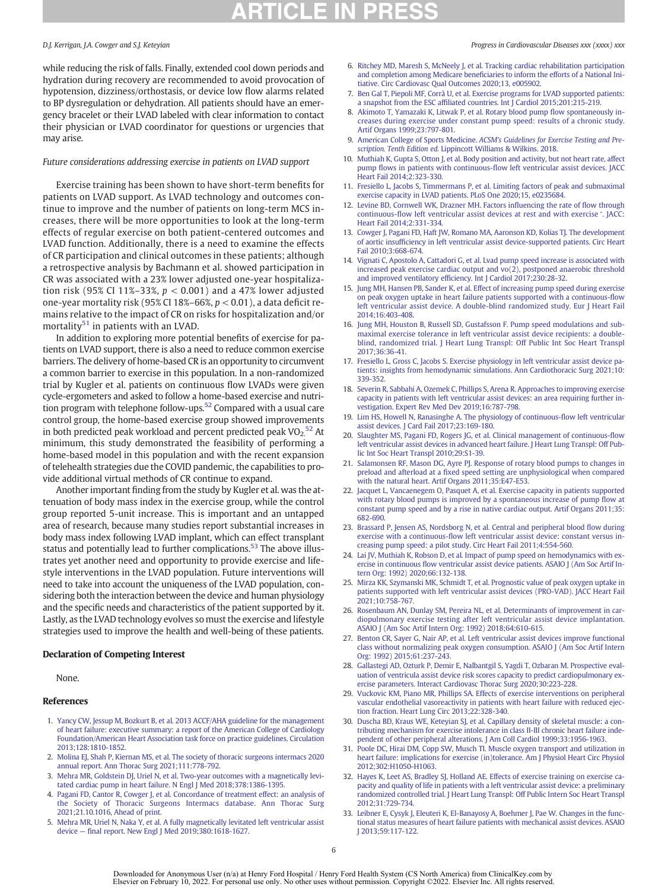while reducing the risk of falls. Finally, extended cool down periods and hydration during recovery are recommended to avoid provocation of hypotension, dizziness/orthostasis, or device low flow alarms related to BP dysregulation or dehydration. All patients should have an emergency bracelet or their LVAD labeled with clear information to contact their physician or LVAD coordinator for questions or urgencies that may arise.

*Future considerations addressing exercise in patients on LVAD support*

Exercise training has been shown to have short-term benefits for patients on LVAD support. As LVAD technology and outcomes continue to improve and the number of patients on long-term MCS increases, there will be more opportunities to look at the long-term effects of regular exercise on both patient-centered outcomes and LVAD function. Additionally, there is a need to examine the effects of CR participation and clinical outcomes in these patients; although a retrospective analysis by Bachmann et al. showed participation in CR was associated with a 23% lower adjusted one-year hospitalization risk (95% CI 11%–33%, $p < 0.001$) and a 47% lower adjusted one-year mortality risk (95% CI 18%–66%, $p < 0.01$), a data deficit remains relative to the impact of CR on risks for hospitalization and/or mortality[51] in patients with an LVAD.

In addition to exploring more potential benefits of exercise for patients on LVAD support, there is also a need to reduce common exercise barriers. The delivery of home-based CR is an opportunity to circumvent a common barrier to exercise in this population. In a non-randomized trial by Kugler et al. patients on continuous flow LVADs were given cycle-ergometers and asked to follow a home-based exercise and nutrition program with telephone follow-ups.[52] Compared with a usual care control group, the home-based exercise group showed improvements in both predicted peak workload and percent predicted peak $VO_2$.[52] At minimum, this study demonstrated the feasibility of performing a home-based model in this population and with the recent expansion of telehealth strategies due the COVID pandemic, the capabilities to provide additional virtual methods of CR continue to expand.

Another important finding from the study by Kugler et al. was the attenuation of body mass index in the exercise group, while the control group reported 5-unit increase. This is important and an untapped area of research, because many studies report substantial increases in body mass index following LVAD implant, which can effect transplant status and potentially lead to further complications.[53] The above illustrates yet another need and opportunity to provide exercise and lifestyle interventions in the LVAD population. Future interventions will need to take into account the uniqueness of the LVAD population, considering both the interaction between the device and human physiology and the specific needs and characteristics of the patient supported by it. Lastly, as the LVAD technology evolves so must the exercise and lifestyle strategies used to improve the health and well-being of these patients.

## Declaration of Competing Interest

None.

## References

1. Yancy CW, Jessup M, Bozkurt B, et al. 2013 ACCF/AHA guideline for the management of heart failure: executive summary: a report of the American College of Cardiology Foundation/American Heart Association task force on practice guidelines. Circulation 2013;128:1810-1852.
2. Molina EJ, Shah P, Kiernan MS, et al. The society of thoracic surgeons intermacs 2020 annual report. Ann Thorac Surg 2021;111:778-792.
3. Mehra MR, Goldstein DJ, Uriel N, et al. Two-year outcomes with a magnetically levitated cardiac pump in heart failure. N Engl J Med 2018;378:1386-1395.
4. Pagani FD, Cantor R, Cowger J, et al. Concordance of treatment effect: an analysis of the Society of Thoracic Surgeons Intermacs database. Ann Thorac Surg 2021;21.10.1016, Ahead of print.
5. Mehra MR, Uriel N, Naka Y, et al. A fully magnetically levitated left ventricular assist device — final report. New Engl J Med 2019;380:1618-1627.
6. Ritchey MD, Maresh S, McNeely J, et al. Tracking cardiac rehabilitation participation and completion among Medicare beneficiaries to inform the efforts of a National Initiative. Circ Cardiovasc Qual Outcomes 2020;13, e005902.
7. Ben Gal T, Piepoli MF, Corrà U, et al. Exercise programs for LVAD supported patients: a snapshot from the ESC affiliated countries. Int J Cardiol 2015;201:215-219.
8. Akimoto T, Yamazaki K, Litwak P, et al. Rotary blood pump flow spontaneously increases during exercise under constant pump speed: results of a chronic study. Artif Organs 1999;23:797-801.
9. American College of Sports Medicine. *ACSM's Guidelines for Exercise Testing and Prescription. Tenth Edition ed.* Lippincott Williams & Wilkins. 2018.
10. Muthiah K, Gupta S, Otton J, et al. Body position and activity, but not heart rate, affect pump flows in patients with continuous-flow left ventricular assist devices. JACC Heart Fail 2014;2:323-330.
11. Fresiello L, Jacobs S, Timmermans P, et al. Limiting factors of peak and submaximal exercise capacity in LVAD patients. PLoS One 2020;15, e0235684.
12. Levine BD, Cornwell WK, Drazner MH. Factors influencing the rate of flow through continuous-flow left ventricular assist devices at rest and with exercise *. JACC: Heart Fail 2014;2:331-334.
13. Cowger J, Pagani FD, Haft JW, Romano MA, Aaronson KD, Kolias TJ. The development of aortic insufficiency in left ventricular assist device-supported patients. Circ Heart Fail 2010;3:668-674.
14. Vignati C, Apostolo A, Cattadori G, et al. Lvad pump speed increase is associated with increased peak exercise cardiac output and vo(2), postponed anaerobic threshold and improved ventilatory efficiency. Int J Cardiol 2017;230:28-32.
15. Jung MH, Hansen PB, Sander K, et al. Effect of increasing pump speed during exercise on peak oxygen uptake in heart failure patients supported with a continuous-flow left ventricular assist device. A double-blind randomized study. Eur J Heart Fail 2014;16:403-408.
16. Jung MH, Houston B, Russell SD, Gustafsson F. Pump speed modulations and submaximal exercise tolerance in left ventricular assist device recipients: a double-blind, randomized trial. J Heart Lung Transpl: Off Public Int Soc Heart Transpl 2017;36:36-41.
17. Fresiello L, Gross C, Jacobs S. Exercise physiology in left ventricular assist device patients: insights from hemodynamic simulations. Ann Cardiothoracic Surg 2021;10:339-352.
18. Severin R, Sabbahi A, Ozemek C, Phillips S, Arena R. Approaches to improving exercise capacity in patients with left ventricular assist devices: an area requiring further investigation. Expert Rev Med Dev 2019;16:787-798.
19. Lim HS, Howell N, Ranasinghe A. The physiology of continuous-flow left ventricular assist devices. J Card Fail 2017;23:169-180.
20. Slaughter MS, Pagani FD, Rogers JG, et al. Clinical management of continuous-flow left ventricular assist devices in advanced heart failure. J Heart Lung Transpl: Off Public Soc Heart Transpl 2010;29:S1-39.
21. Salamonsen RF, Mason DG, Ayre PJ. Response of rotary blood pumps to changes in preload and afterload at a fixed speed setting are unphysiological when compared with the natural heart. Artif Organs 2011;35:E47-E53.
22. Jacquet L, Vancaenegem O, Pasquet A, et al. Exercise capacity in patients supported with rotary blood pumps is improved by a spontaneous increase of pump flow at constant pump speed and by a rise in native cardiac output. Artif Organs 2011;35:682-690.
23. Brassard P, Jensen AS, Nordsborg N, et al. Central and peripheral blood flow during exercise with a continuous-flow left ventricular assist device: constant versus increasing pump speed: a pilot study. Circ Heart Fail 2011;4:554-560.
24. Lai JV, Muthiah K, Robson D, et al. Impact of pump speed on hemodynamics with exercise in continuous flow ventricular assist device patients. ASAIO J (Am Soc Artif Intern Org: 1992) 2020;66:132-138.
25. Mirza KK, Szymanski MK, Schmidt T, et al. Prognostic value of peak oxygen uptake in patients supported with left ventricular assist devices (PRO-VAD). JACC Heart Fail 2021;10:758-767.
26. Rosenbaum AN, Dunlay SM, Pereira NL, et al. Determinants of improvement in cardiopulmonary exercise testing after left ventricular assist device implantation. ASAIO J (Am Soc Artif Intern Org: 1992) 2018;64:610-615.
27. Benton CR, Sayer G, Nair AP, et al. Left ventricular assist devices improve functional class without normalizing peak oxygen consumption. ASAIO J (Am Soc Artif Intern Org: 1992) 2015;61:237-243.
28. Gallastegi AD, Ozturk P, Demir E, Nalbantgil S, Yagdi T, Ozbaran M. Prospective evaluation of ventricula assist device risk scores capacity to predict cardiopulmonary exercise parameters. Interact Cardiovasc Thorac Surg 2020;30:223-228.
29. Vuckovic KM, Piano MR, Phillips SA. Effects of exercise interventions on peripheral vascular endothelial vasoreactivity in patients with heart failure with reduced ejection fraction. Heart Lung Circ 2013;22:328-340.
30. Duscha BD, Kraus WE, Keteyian SJ, et al. Capillary density of skeletal muscle: a contributing mechanism for exercise intolerance in class II-III chronic heart failure independent of other peripheral alterations. J Am Coll Cardiol 1999;33:1956-1963.
31. Poole DC, Hirai DM, Copp SW, Musch TI. Muscle oxygen transport and utilization in heart failure: implications for exercise (in)tolerance. Am J Physiol Heart Circ Physiol 2012;302:H1050-H1063.
32. Hayes K, Leet AS, Bradley SJ, Holland AE. Effects of exercise training on exercise capacity and quality of life in patients with a left ventricular assist device: a preliminary randomized controlled trial. J Heart Lung Transpl: Off Public Intern Soc Heart Transpl 2012;31:729-734.
33. Leibner E, Cysyk J, Eleuteri K, El-Banayosy A, Boehmer J, Pae W. Changes in the functional status measures of heart failure patients with mechanical assist devices. ASAIO J 2013;59:117-122.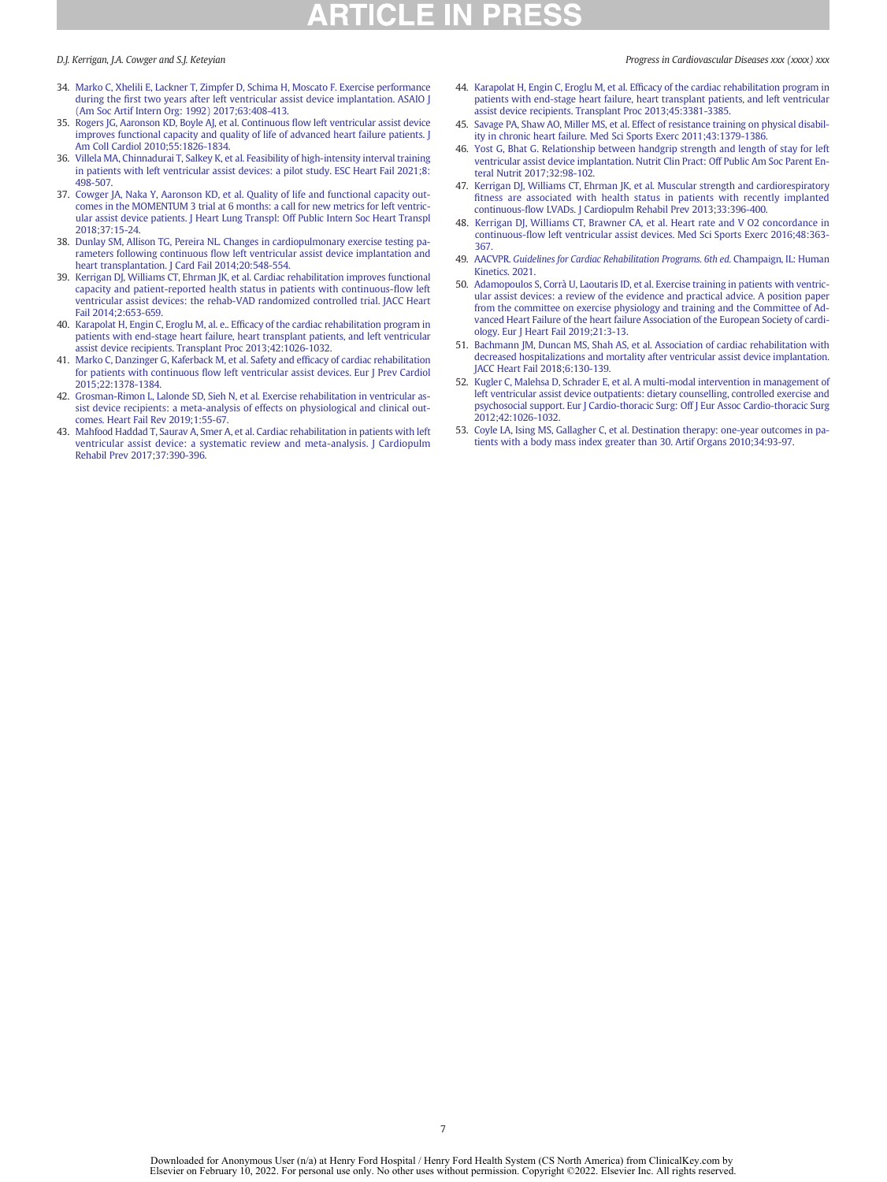34. Marko C, Xhelili E, Lackner T, Zimpfer D, Schima H, Moscato F. Exercise performance during the first two years after left ventricular assist device implantation. ASAIO J (Am Soc Artif Intern Org: 1992) 2017;63:408-413.
35. Rogers JG, Aaronson KD, Boyle AJ, et al. Continuous flow left ventricular assist device improves functional capacity and quality of life of advanced heart failure patients. J Am Coll Cardiol 2010;55:1826-1834.
36. Villela MA, Chinnadurai T, Salkey K, et al. Feasibility of high-intensity interval training in patients with left ventricular assist devices: a pilot study. ESC Heart Fail 2021;8:498-507.
37. Cowger JA, Naka Y, Aaronson KD, et al. Quality of life and functional capacity outcomes in the MOMENTUM 3 trial at 6 months: a call for new metrics for left ventricular assist device patients. J Heart Lung Transpl: Off Public Intern Soc Heart Transpl 2018;37:15-24.
38. Dunlay SM, Allison TG, Pereira NL. Changes in cardiopulmonary exercise testing parameters following continuous flow left ventricular assist device implantation and heart transplantation. J Card Fail 2014;20:548-554.
39. Kerrigan DJ, Williams CT, Ehrman JK, et al. Cardiac rehabilitation improves functional capacity and patient-reported health status in patients with continuous-flow left ventricular assist devices: the rehab-VAD randomized controlled trial. JACC Heart Fail 2014;2:653-659.
40. Karapolat H, Engin C, Eroglu M, al. e.. Efficacy of the cardiac rehabilitation program in patients with end-stage heart failure, heart transplant patients, and left ventricular assist device recipients. Transplant Proc 2013;42:1026-1032.
41. Marko C, Danzinger G, Kaferback M, et al. Safety and efficacy of cardiac rehabilitation for patients with continuous flow left ventricular assist devices. Eur J Prev Cardiol 2015;22:1378-1384.
42. Grosman-Rimon L, Lalonde SD, Sieh N, et al. Exercise rehabilitation in ventricular assist device recipients: a meta-analysis of effects on physiological and clinical outcomes. Heart Fail Rev 2019;1:55-67.
43. Mahfood Haddad T, Saurav A, Smer A, et al. Cardiac rehabilitation in patients with left ventricular assist device: a systematic review and meta-analysis. J Cardiopulm Rehabil Prev 2017;37:390-396.
44. Karapolat H, Engin C, Eroglu M, et al. Efficacy of the cardiac rehabilitation program in patients with end-stage heart failure, heart transplant patients, and left ventricular assist device recipients. Transplant Proc 2013;45:3381-3385.
45. Savage PA, Shaw AO, Miller MS, et al. Effect of resistance training on physical disability in chronic heart failure. Med Sci Sports Exerc 2011;43:1379-1386.
46. Yost G, Bhat G. Relationship between handgrip strength and length of stay for left ventricular assist device implantation. Nutrit Clin Pract: Off Public Am Soc Parent Enteral Nutrit 2017;32:98-102.
47. Kerrigan DJ, Williams CT, Ehrman JK, et al. Muscular strength and cardiorespiratory fitness are associated with health status in patients with recently implanted continuous-flow LVADs. J Cardiopulm Rehabil Prev 2013;33:396-400.
48. Kerrigan DJ, Williams CT, Brawner CA, et al. Heart rate and V O2 concordance in continuous-flow left ventricular assist devices. Med Sci Sports Exerc 2016;48:363-367.
49. AACVPR. *Guidelines for Cardiac Rehabilitation Programs. 6th ed.* Champaign, IL: Human Kinetics. 2021.
50. Adamopoulos S, Corrà U, Laoutaris ID, et al. Exercise training in patients with ventricular assist devices: a review of the evidence and practical advice. A position paper from the committee on exercise physiology and training and the Committee of Advanced Heart Failure of the heart failure Association of the European Society of cardiology. Eur J Heart Fail 2019;21:3-13.
51. Bachmann JM, Duncan MS, Shah AS, et al. Association of cardiac rehabilitation with decreased hospitalizations and mortality after ventricular assist device implantation. JACC Heart Fail 2018;6:130-139.
52. Kugler C, Malehsa D, Schrader E, et al. A multi-modal intervention in management of left ventricular assist device outpatients: dietary counselling, controlled exercise and psychosocial support. Eur J Cardio-thoracic Surg: Off J Eur Assoc Cardio-thoracic Surg 2012;42:1026-1032.
53. Coyle LA, Ising MS, Gallagher C, et al. Destination therapy: one-year outcomes in patients with a body mass index greater than 30. Artif Organs 2010;34:93-97.